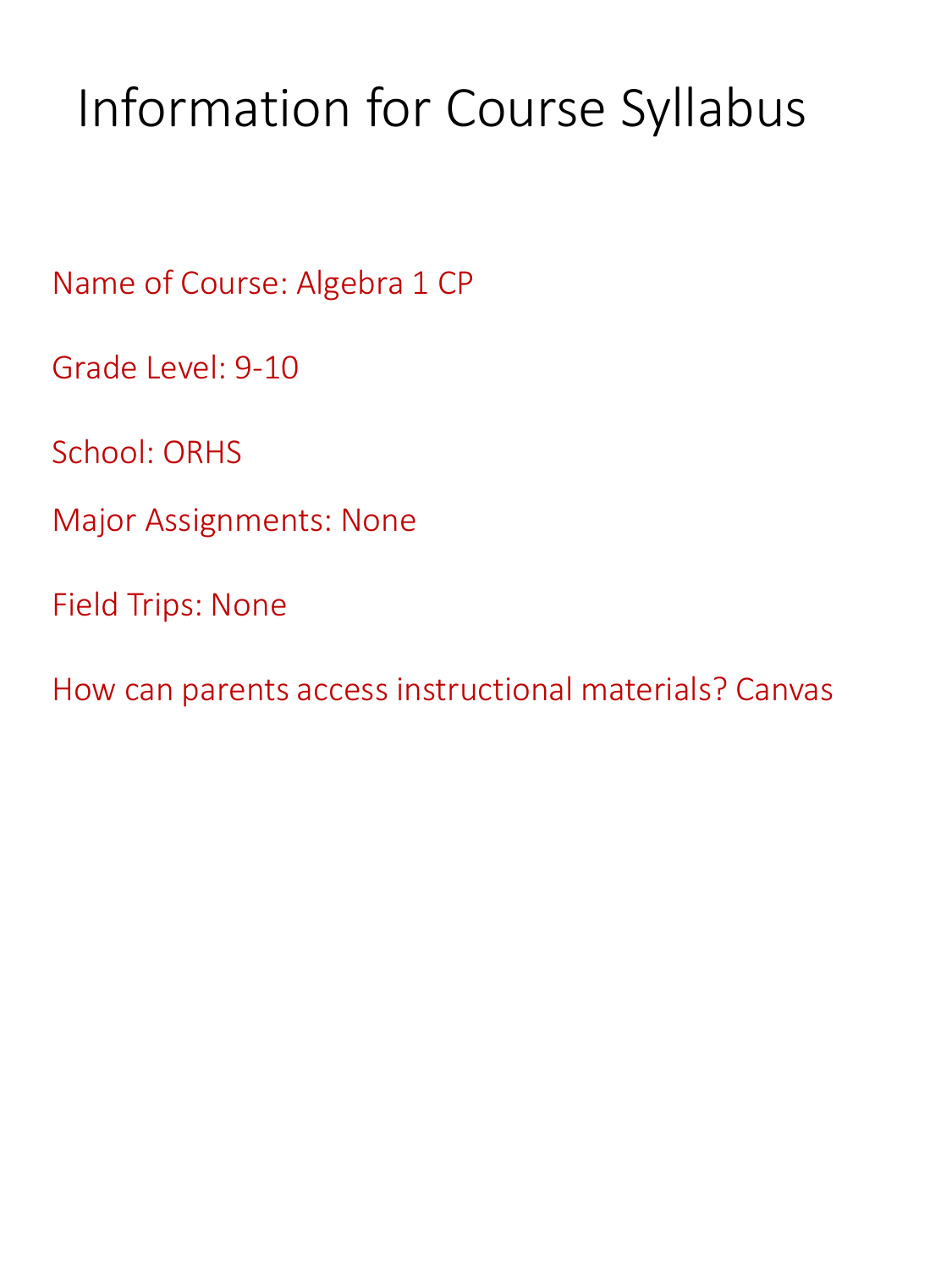# Information for Course Syllabus

Name of Course: Algebra 1 CP

Grade Level: 9-10

School: ORHS

Major Assignments: None

Field Trips: None

How can parents access instructional materials? Canvas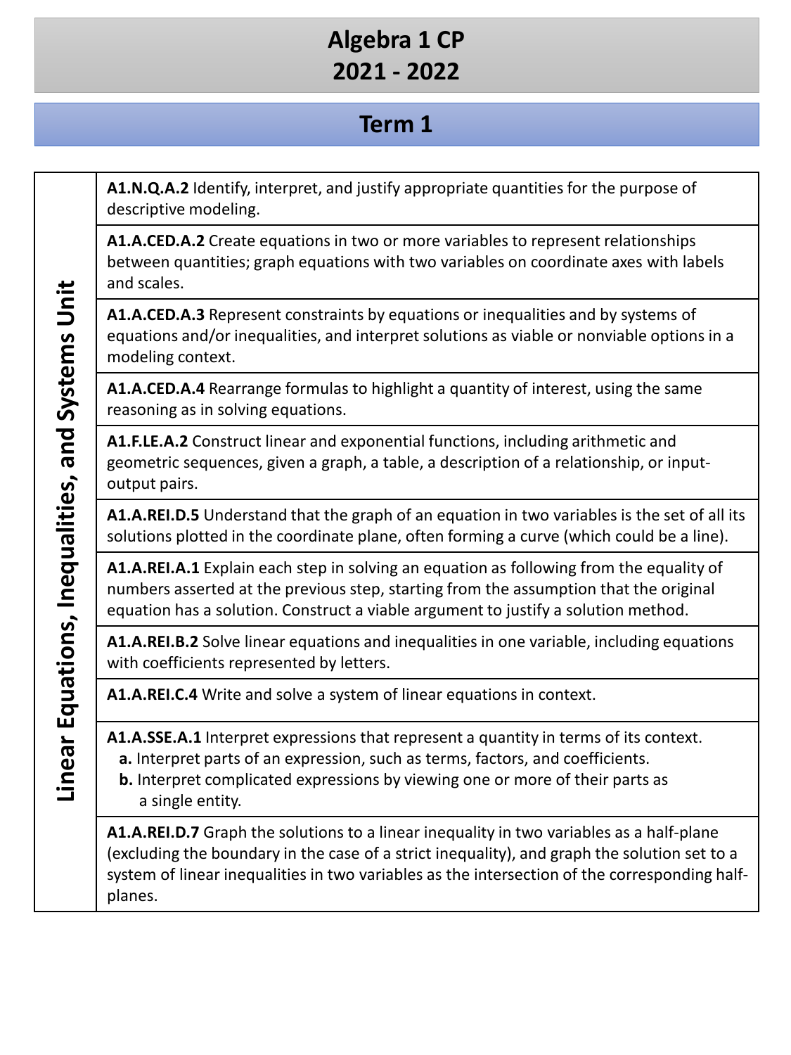# Algebra 1 CP
# 2021 - 2022

## Term 1

| Unit | Standard |
|---|---|
| **Linear Equations, Inequalities, and Systems Unit** | **A1.N.Q.A.2** Identify, interpret, and justify appropriate quantities for the purpose of descriptive modeling. |
| | **A1.A.CED.A.2** Create equations in two or more variables to represent relationships between quantities; graph equations with two variables on coordinate axes with labels and scales. |
| | **A1.A.CED.A.3** Represent constraints by equations or inequalities and by systems of equations and/or inequalities, and interpret solutions as viable or nonviable options in a modeling context. |
| | **A1.A.CED.A.4** Rearrange formulas to highlight a quantity of interest, using the same reasoning as in solving equations. |
| | **A1.F.LE.A.2** Construct linear and exponential functions, including arithmetic and geometric sequences, given a graph, a table, a description of a relationship, or input-output pairs. |
| | **A1.A.REI.D.5** Understand that the graph of an equation in two variables is the set of all its solutions plotted in the coordinate plane, often forming a curve (which could be a line). |
| | **A1.A.REI.A.1** Explain each step in solving an equation as following from the equality of numbers asserted at the previous step, starting from the assumption that the original equation has a solution. Construct a viable argument to justify a solution method. |
| | **A1.A.REI.B.2** Solve linear equations and inequalities in one variable, including equations with coefficients represented by letters. |
| | **A1.A.REI.C.4** Write and solve a system of linear equations in context. |
| | **A1.A.SSE.A.1** Interpret expressions that represent a quantity in terms of its context.<br>**a.** Interpret parts of an expression, such as terms, factors, and coefficients.<br>**b.** Interpret complicated expressions by viewing one or more of their parts as a single entity. |
| | **A1.A.REI.D.7** Graph the solutions to a linear inequality in two variables as a half-plane (excluding the boundary in the case of a strict inequality), and graph the solution set to a system of linear inequalities in two variables as the intersection of the corresponding half-planes. |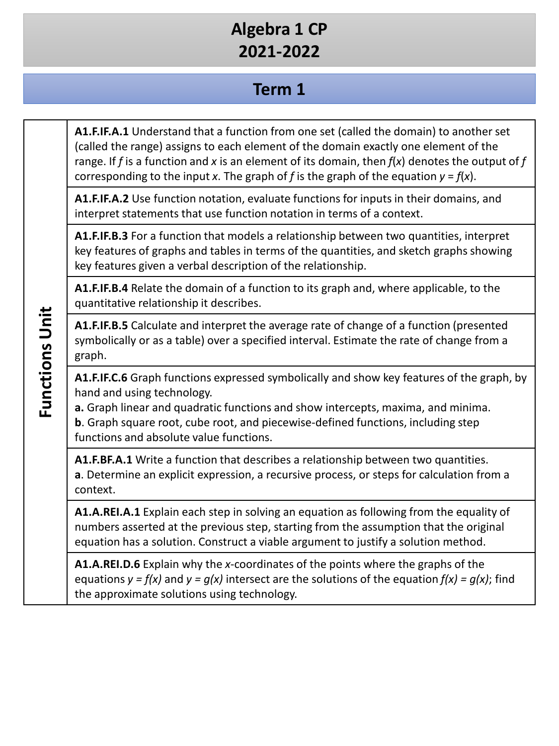# Algebra 1 CP
# 2021-2022

## Term 1

| Unit | Standards |
|---|---|
| **Functions Unit** | **A1.F.IF.A.1** Understand that a function from one set (called the domain) to another set (called the range) assigns to each element of the domain exactly one element of the range. If $f$ is a function and $x$ is an element of its domain, then $f(x)$ denotes the output of $f$ corresponding to the input $x$. The graph of $f$ is the graph of the equation $y = f(x)$. |
| | **A1.F.IF.A.2** Use function notation, evaluate functions for inputs in their domains, and interpret statements that use function notation in terms of a context. |
| | **A1.F.IF.B.3** For a function that models a relationship between two quantities, interpret key features of graphs and tables in terms of the quantities, and sketch graphs showing key features given a verbal description of the relationship. |
| | **A1.F.IF.B.4** Relate the domain of a function to its graph and, where applicable, to the quantitative relationship it describes. |
| | **A1.F.IF.B.5** Calculate and interpret the average rate of change of a function (presented symbolically or as a table) over a specified interval. Estimate the rate of change from a graph. |
| | **A1.F.IF.C.6** Graph functions expressed symbolically and show key features of the graph, by hand and using technology. **a.** Graph linear and quadratic functions and show intercepts, maxima, and minima. **b**. Graph square root, cube root, and piecewise-defined functions, including step functions and absolute value functions. |
| | **A1.F.BF.A.1** Write a function that describes a relationship between two quantities. **a**. Determine an explicit expression, a recursive process, or steps for calculation from a context. |
| | **A1.A.REI.A.1** Explain each step in solving an equation as following from the equality of numbers asserted at the previous step, starting from the assumption that the original equation has a solution. Construct a viable argument to justify a solution method. |
| | **A1.A.REI.D.6** Explain why the $x$-coordinates of the points where the graphs of the equations $y = f(x)$ and $y = g(x)$ intersect are the solutions of the equation $f(x) = g(x)$; find the approximate solutions using technology. |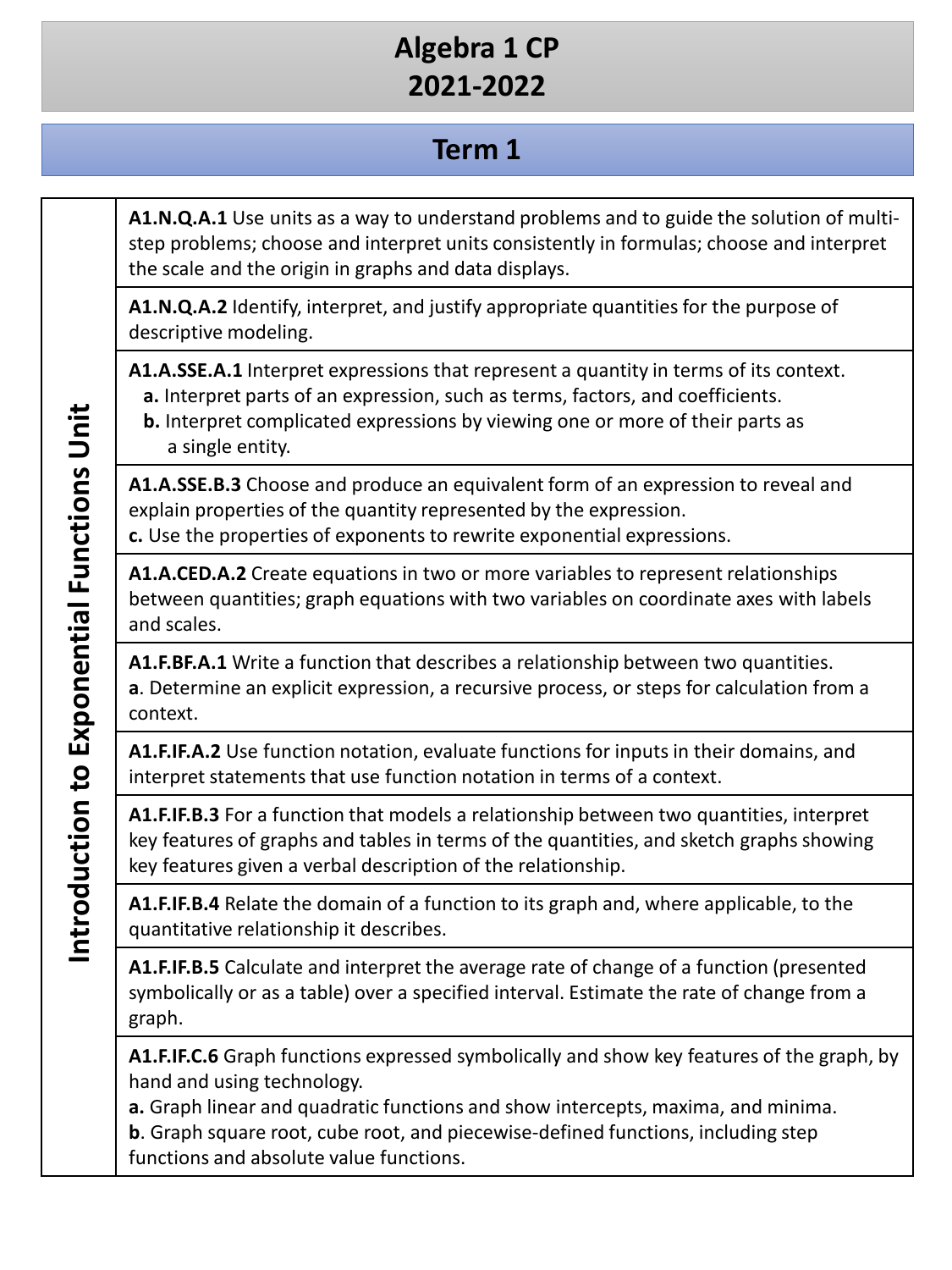# Algebra 1 CP
# 2021-2022

## Term 1

### Introduction to Exponential Functions Unit

**A1.N.Q.A.1** Use units as a way to understand problems and to guide the solution of multi-step problems; choose and interpret units consistently in formulas; choose and interpret the scale and the origin in graphs and data displays.

**A1.N.Q.A.2** Identify, interpret, and justify appropriate quantities for the purpose of descriptive modeling.

**A1.A.SSE.A.1** Interpret expressions that represent a quantity in terms of its context.
- **a.** Interpret parts of an expression, such as terms, factors, and coefficients.
- **b.** Interpret complicated expressions by viewing one or more of their parts as a single entity.

**A1.A.SSE.B.3** Choose and produce an equivalent form of an expression to reveal and explain properties of the quantity represented by the expression.
**c.** Use the properties of exponents to rewrite exponential expressions.

**A1.A.CED.A.2** Create equations in two or more variables to represent relationships between quantities; graph equations with two variables on coordinate axes with labels and scales.

**A1.F.BF.A.1** Write a function that describes a relationship between two quantities.
**a**. Determine an explicit expression, a recursive process, or steps for calculation from a context.

**A1.F.IF.A.2** Use function notation, evaluate functions for inputs in their domains, and interpret statements that use function notation in terms of a context.

**A1.F.IF.B.3** For a function that models a relationship between two quantities, interpret key features of graphs and tables in terms of the quantities, and sketch graphs showing key features given a verbal description of the relationship.

**A1.F.IF.B.4** Relate the domain of a function to its graph and, where applicable, to the quantitative relationship it describes.

**A1.F.IF.B.5** Calculate and interpret the average rate of change of a function (presented symbolically or as a table) over a specified interval. Estimate the rate of change from a graph.

**A1.F.IF.C.6** Graph functions expressed symbolically and show key features of the graph, by hand and using technology.
**a.** Graph linear and quadratic functions and show intercepts, maxima, and minima.
**b**. Graph square root, cube root, and piecewise-defined functions, including step functions and absolute value functions.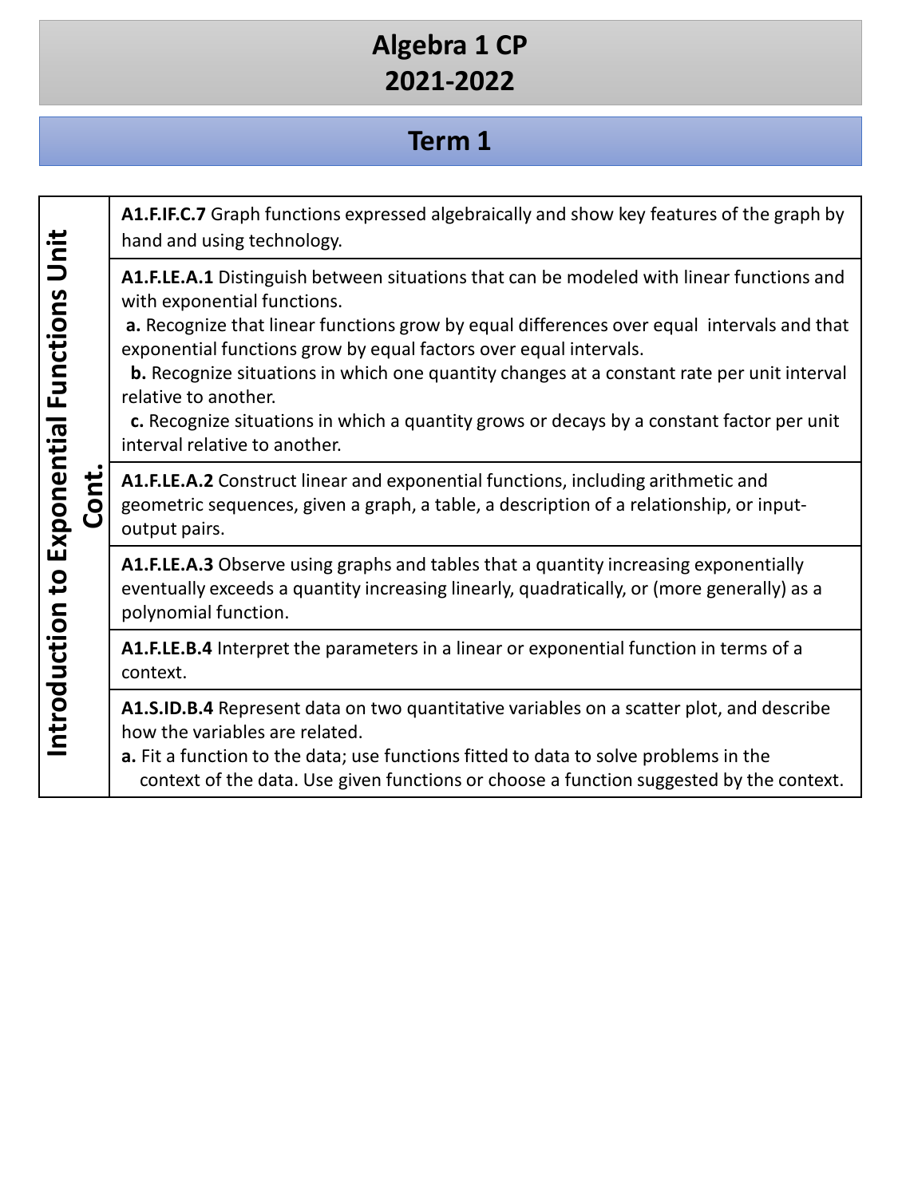# Algebra 1 CP
# 2021-2022

## Term 1

| Introduction to Exponential Functions Unit Cont. | |
|---|---|
| | **A1.F.IF.C.7** Graph functions expressed algebraically and show key features of the graph by hand and using technology. |
| | **A1.F.LE.A.1** Distinguish between situations that can be modeled with linear functions and with exponential functions.<br>**a.** Recognize that linear functions grow by equal differences over equal intervals and that exponential functions grow by equal factors over equal intervals.<br>**b.** Recognize situations in which one quantity changes at a constant rate per unit interval relative to another.<br>**c.** Recognize situations in which a quantity grows or decays by a constant factor per unit interval relative to another. |
| | **A1.F.LE.A.2** Construct linear and exponential functions, including arithmetic and geometric sequences, given a graph, a table, a description of a relationship, or input-output pairs. |
| | **A1.F.LE.A.3** Observe using graphs and tables that a quantity increasing exponentially eventually exceeds a quantity increasing linearly, quadratically, or (more generally) as a polynomial function. |
| | **A1.F.LE.B.4** Interpret the parameters in a linear or exponential function in terms of a context. |
| | **A1.S.ID.B.4** Represent data on two quantitative variables on a scatter plot, and describe how the variables are related.<br>**a.** Fit a function to the data; use functions fitted to data to solve problems in the context of the data. Use given functions or choose a function suggested by the context. |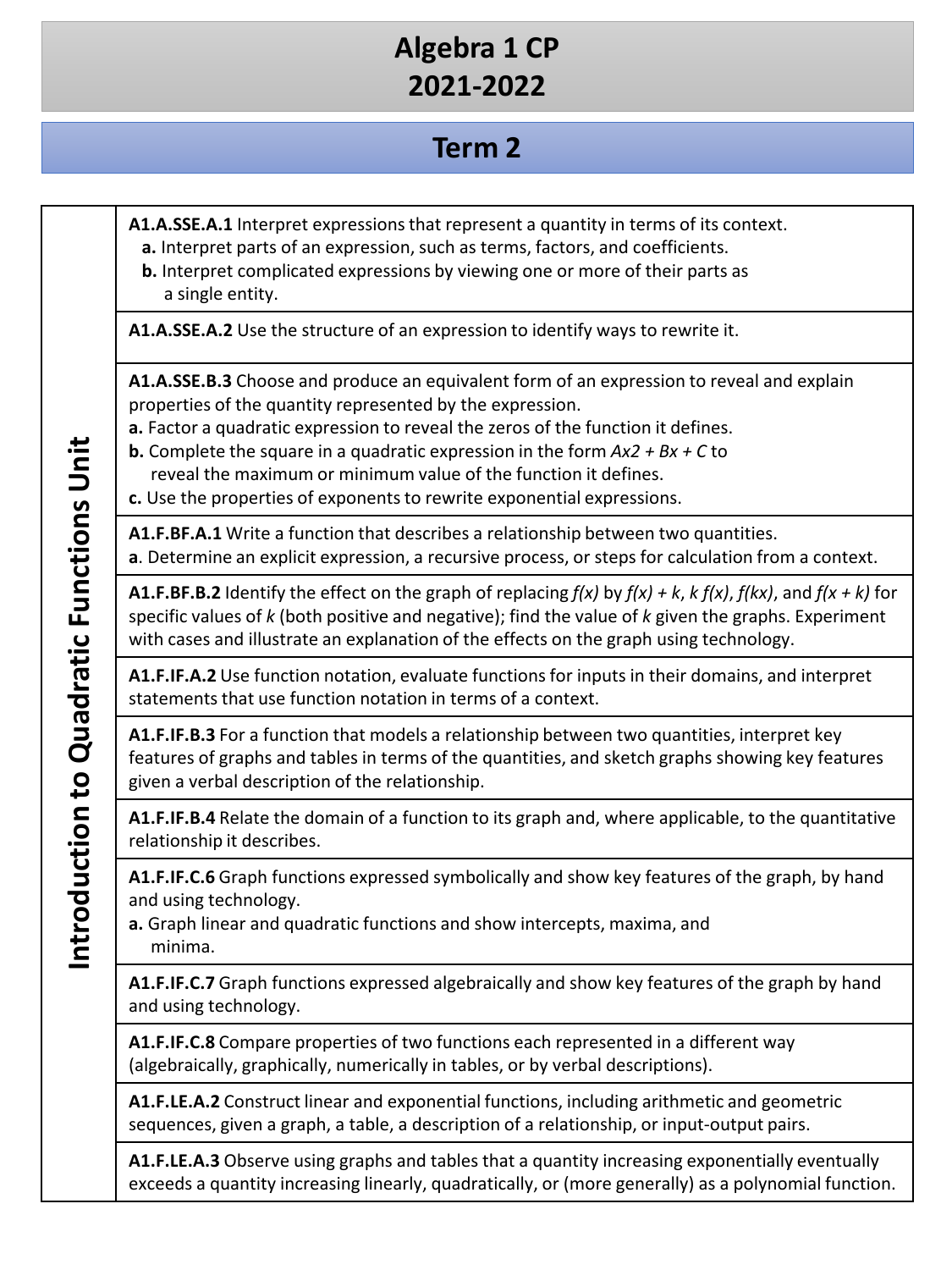# Algebra 1 CP
# 2021-2022

## Term 2

| Introduction to Quadratic Functions Unit | |
|---|---|
| | **A1.A.SSE.A.1** Interpret expressions that represent a quantity in terms of its context.<br>**a.** Interpret parts of an expression, such as terms, factors, and coefficients.<br>**b.** Interpret complicated expressions by viewing one or more of their parts as a single entity. |
| | **A1.A.SSE.A.2** Use the structure of an expression to identify ways to rewrite it. |
| | **A1.A.SSE.B.3** Choose and produce an equivalent form of an expression to reveal and explain properties of the quantity represented by the expression.<br>**a.** Factor a quadratic expression to reveal the zeros of the function it defines.<br>**b.** Complete the square in a quadratic expression in the form *Ax2 + Bx + C* to reveal the maximum or minimum value of the function it defines.<br>**c.** Use the properties of exponents to rewrite exponential expressions. |
| | **A1.F.BF.A.1** Write a function that describes a relationship between two quantities.<br>**a**. Determine an explicit expression, a recursive process, or steps for calculation from a context. |
| | **A1.F.BF.B.2** Identify the effect on the graph of replacing $f(x)$ by $f(x) + k$, $k\,f(x)$, $f(kx)$, and $f(x + k)$ for specific values of $k$ (both positive and negative); find the value of $k$ given the graphs. Experiment with cases and illustrate an explanation of the effects on the graph using technology. |
| | **A1.F.IF.A.2** Use function notation, evaluate functions for inputs in their domains, and interpret statements that use function notation in terms of a context. |
| | **A1.F.IF.B.3** For a function that models a relationship between two quantities, interpret key features of graphs and tables in terms of the quantities, and sketch graphs showing key features given a verbal description of the relationship. |
| | **A1.F.IF.B.4** Relate the domain of a function to its graph and, where applicable, to the quantitative relationship it describes. |
| | **A1.F.IF.C.6** Graph functions expressed symbolically and show key features of the graph, by hand and using technology.<br>**a.** Graph linear and quadratic functions and show intercepts, maxima, and minima. |
| | **A1.F.IF.C.7** Graph functions expressed algebraically and show key features of the graph by hand and using technology. |
| | **A1.F.IF.C.8** Compare properties of two functions each represented in a different way (algebraically, graphically, numerically in tables, or by verbal descriptions). |
| | **A1.F.LE.A.2** Construct linear and exponential functions, including arithmetic and geometric sequences, given a graph, a table, a description of a relationship, or input-output pairs. |
| | **A1.F.LE.A.3** Observe using graphs and tables that a quantity increasing exponentially eventually exceeds a quantity increasing linearly, quadratically, or (more generally) as a polynomial function. |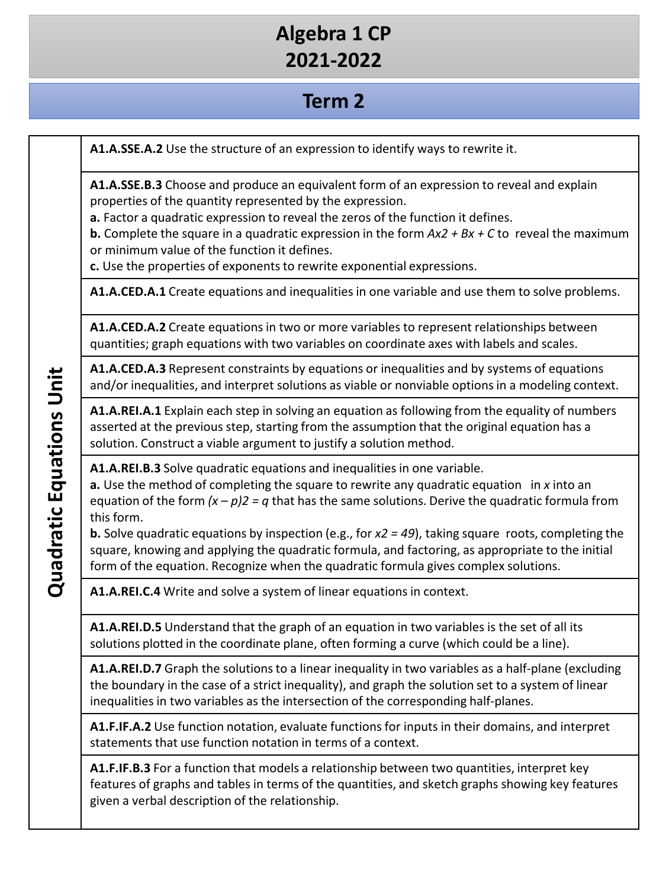# Algebra 1 CP
# 2021-2022

## Term 2

| Quadratic Equations Unit | |
|---|---|
| | **A1.A.SSE.A.2** Use the structure of an expression to identify ways to rewrite it. |
| | **A1.A.SSE.B.3** Choose and produce an equivalent form of an expression to reveal and explain properties of the quantity represented by the expression.<br>**a.** Factor a quadratic expression to reveal the zeros of the function it defines.<br>**b.** Complete the square in a quadratic expression in the form $Ax2 + Bx + C$ to reveal the maximum or minimum value of the function it defines.<br>**c.** Use the properties of exponents to rewrite exponential expressions. |
| | **A1.A.CED.A.1** Create equations and inequalities in one variable and use them to solve problems. |
| | **A1.A.CED.A.2** Create equations in two or more variables to represent relationships between quantities; graph equations with two variables on coordinate axes with labels and scales. |
| | **A1.A.CED.A.3** Represent constraints by equations or inequalities and by systems of equations and/or inequalities, and interpret solutions as viable or nonviable options in a modeling context. |
| | **A1.A.REI.A.1** Explain each step in solving an equation as following from the equality of numbers asserted at the previous step, starting from the assumption that the original equation has a solution. Construct a viable argument to justify a solution method. |
| | **A1.A.REI.B.3** Solve quadratic equations and inequalities in one variable.<br>**a.** Use the method of completing the square to rewrite any quadratic equation in $x$ into an equation of the form $(x – p)2 = q$ that has the same solutions. Derive the quadratic formula from this form.<br>**b.** Solve quadratic equations by inspection (e.g., for $x2 = 49$), taking square roots, completing the square, knowing and applying the quadratic formula, and factoring, as appropriate to the initial form of the equation. Recognize when the quadratic formula gives complex solutions. |
| | **A1.A.REI.C.4** Write and solve a system of linear equations in context. |
| | **A1.A.REI.D.5** Understand that the graph of an equation in two variables is the set of all its solutions plotted in the coordinate plane, often forming a curve (which could be a line). |
| | **A1.A.REI.D.7** Graph the solutions to a linear inequality in two variables as a half-plane (excluding the boundary in the case of a strict inequality), and graph the solution set to a system of linear inequalities in two variables as the intersection of the corresponding half-planes. |
| | **A1.F.IF.A.2** Use function notation, evaluate functions for inputs in their domains, and interpret statements that use function notation in terms of a context. |
| | **A1.F.IF.B.3** For a function that models a relationship between two quantities, interpret key features of graphs and tables in terms of the quantities, and sketch graphs showing key features given a verbal description of the relationship. |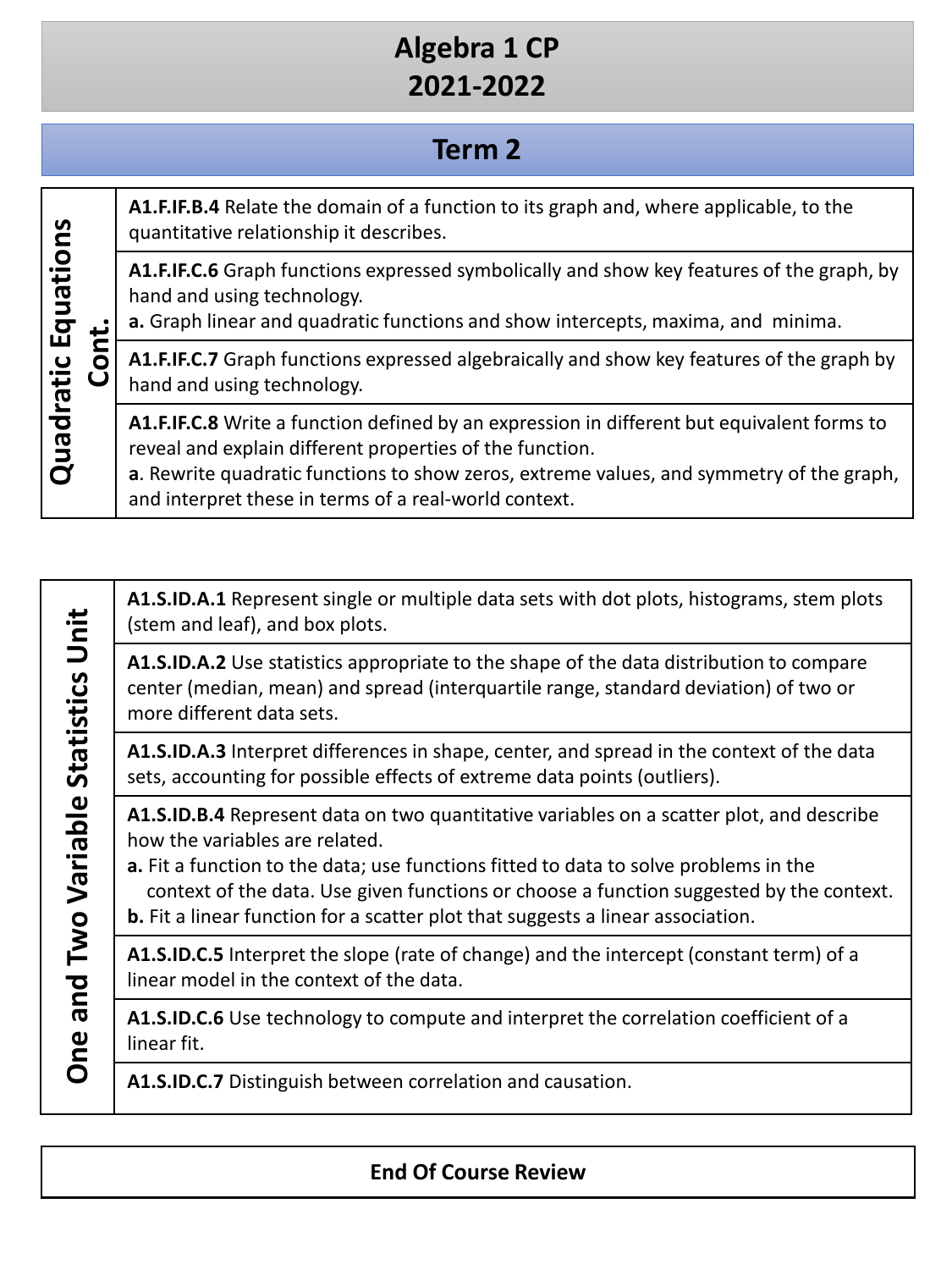# Algebra 1 CP
# 2021-2022

## Term 2

| | |
|---|---|
| **Quadratic Equations Cont.** | **A1.F.IF.B.4** Relate the domain of a function to its graph and, where applicable, to the quantitative relationship it describes. |
| | **A1.F.IF.C.6** Graph functions expressed symbolically and show key features of the graph, by hand and using technology.<br>**a.** Graph linear and quadratic functions and show intercepts, maxima, and minima. |
| | **A1.F.IF.C.7** Graph functions expressed algebraically and show key features of the graph by hand and using technology. |
| | **A1.F.IF.C.8** Write a function defined by an expression in different but equivalent forms to reveal and explain different properties of the function.<br>**a**. Rewrite quadratic functions to show zeros, extreme values, and symmetry of the graph, and interpret these in terms of a real-world context. |

| | |
|---|---|
| **One and Two Variable Statistics Unit** | **A1.S.ID.A.1** Represent single or multiple data sets with dot plots, histograms, stem plots (stem and leaf), and box plots. |
| | **A1.S.ID.A.2** Use statistics appropriate to the shape of the data distribution to compare center (median, mean) and spread (interquartile range, standard deviation) of two or more different data sets. |
| | **A1.S.ID.A.3** Interpret differences in shape, center, and spread in the context of the data sets, accounting for possible effects of extreme data points (outliers). |
| | **A1.S.ID.B.4** Represent data on two quantitative variables on a scatter plot, and describe how the variables are related.<br>**a.** Fit a function to the data; use functions fitted to data to solve problems in the context of the data. Use given functions or choose a function suggested by the context.<br>**b.** Fit a linear function for a scatter plot that suggests a linear association. |
| | **A1.S.ID.C.5** Interpret the slope (rate of change) and the intercept (constant term) of a linear model in the context of the data. |
| | **A1.S.ID.C.6** Use technology to compute and interpret the correlation coefficient of a linear fit. |
| | **A1.S.ID.C.7** Distinguish between correlation and causation. |

**End Of Course Review**